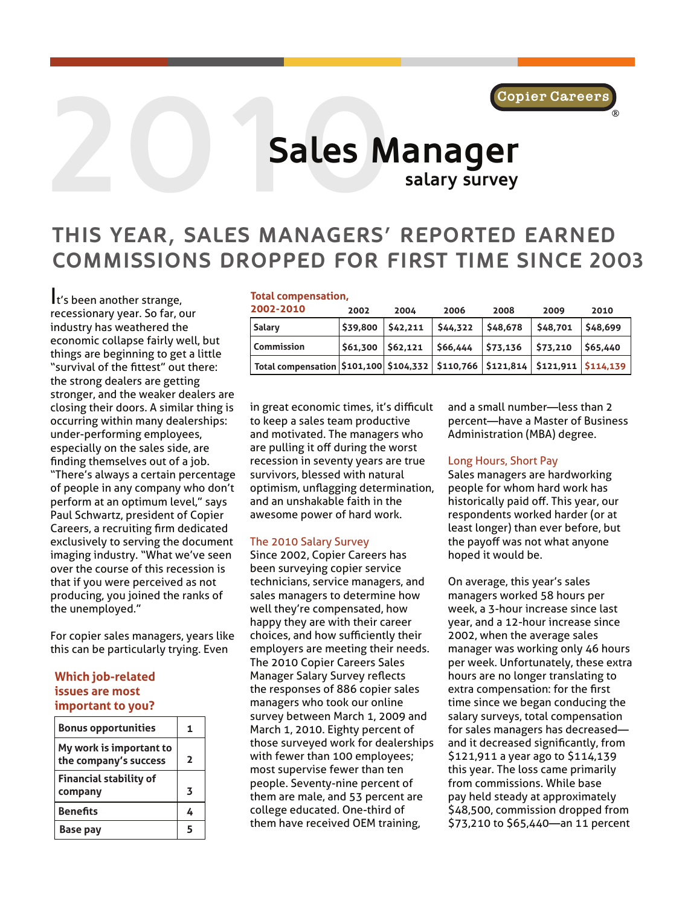Copier Careers®

# 2010 Sales Manager salary survey

## THIS YEAR, SALES MANAGERS' REPORTED EARNED COMMISSIONS DROPPED FOR FIRST TIME SINCE 2003

It's been another strange, recessionary year. So far, our industry has weathered the economic collapse fairly well, but things are beginning to get a little "survival of the fittest" out there: the strong dealers are getting stronger, and the weaker dealers are closing their doors. A similar thing is occurring within many dealerships: under-performing employees, especially on the sales side, are finding themselves out of a job. "There's always a certain percentage of people in any company who don't perform at an optimum level," says Paul Schwartz, president of Copier Careers, a recruiting firm dedicated exclusively to serving the document imaging industry. "What we've seen over the course of this recession is that if you were perceived as not producing, you joined the ranks of the unemployed."

For copier sales managers, years like this can be particularly trying. Even in great economic times, it's difficult to keep a sales team productive and motivated. The managers who are pulling it off during the worst recession in seventy years are true survivors, blessed with natural optimism, unflagging determination, and an unshakable faith in the awesome power of hard work.

**Which job-related issues are most important to you?**

| Issue | Rank |
|---|---|
| Bonus opportunities | 1 |
| My work is important to the company's success | 2 |
| Financial stability of company | 3 |
| Benefits | 4 |
| Base pay | 5 |

**Total compensation, 2002-2010**

| | 2002 | 2004 | 2006 | 2008 | 2009 | 2010 |
|---|---|---|---|---|---|---|
| Salary | $39,800 | $42,211 | $44,322 | $48,678 | $48,701 | $48,699 |
| Commission | $61,300 | $62,121 | $66,444 | $73,136 | $73,210 | $65,440 |
| Total compensation | $101,100 | $104,332 | $110,766 | $121,814 | $121,911 | $114,139 |

### The 2010 Salary Survey

Since 2002, Copier Careers has been surveying copier service technicians, service managers, and sales managers to determine how well they're compensated, how happy they are with their career choices, and how sufficiently their employers are meeting their needs. The 2010 Copier Careers Sales Manager Salary Survey reflects the responses of 886 copier sales managers who took our online survey between March 1, 2009 and March 1, 2010. Eighty percent of those surveyed work for dealerships with fewer than 100 employees; most supervise fewer than ten people. Seventy-nine percent of them are male, and 53 percent are college educated. One-third of them have received OEM training, and a small number—less than 2 percent—have a Master of Business Administration (MBA) degree.

### Long Hours, Short Pay

Sales managers are hardworking people for whom hard work has historically paid off. This year, our respondents worked harder (or at least longer) than ever before, but the payoff was not what anyone hoped it would be.

On average, this year's sales managers worked 58 hours per week, a 3-hour increase since last year, and a 12-hour increase since 2002, when the average sales manager was working only 46 hours per week. Unfortunately, these extra hours are no longer translating to extra compensation: for the first time since we began conducing the salary surveys, total compensation for sales managers has decreased—and it decreased significantly, from $121,911 a year ago to $114,139 this year. The loss came primarily from commissions. While base pay held steady at approximately $48,500, commission dropped from $73,210 to $65,440—an 11 percent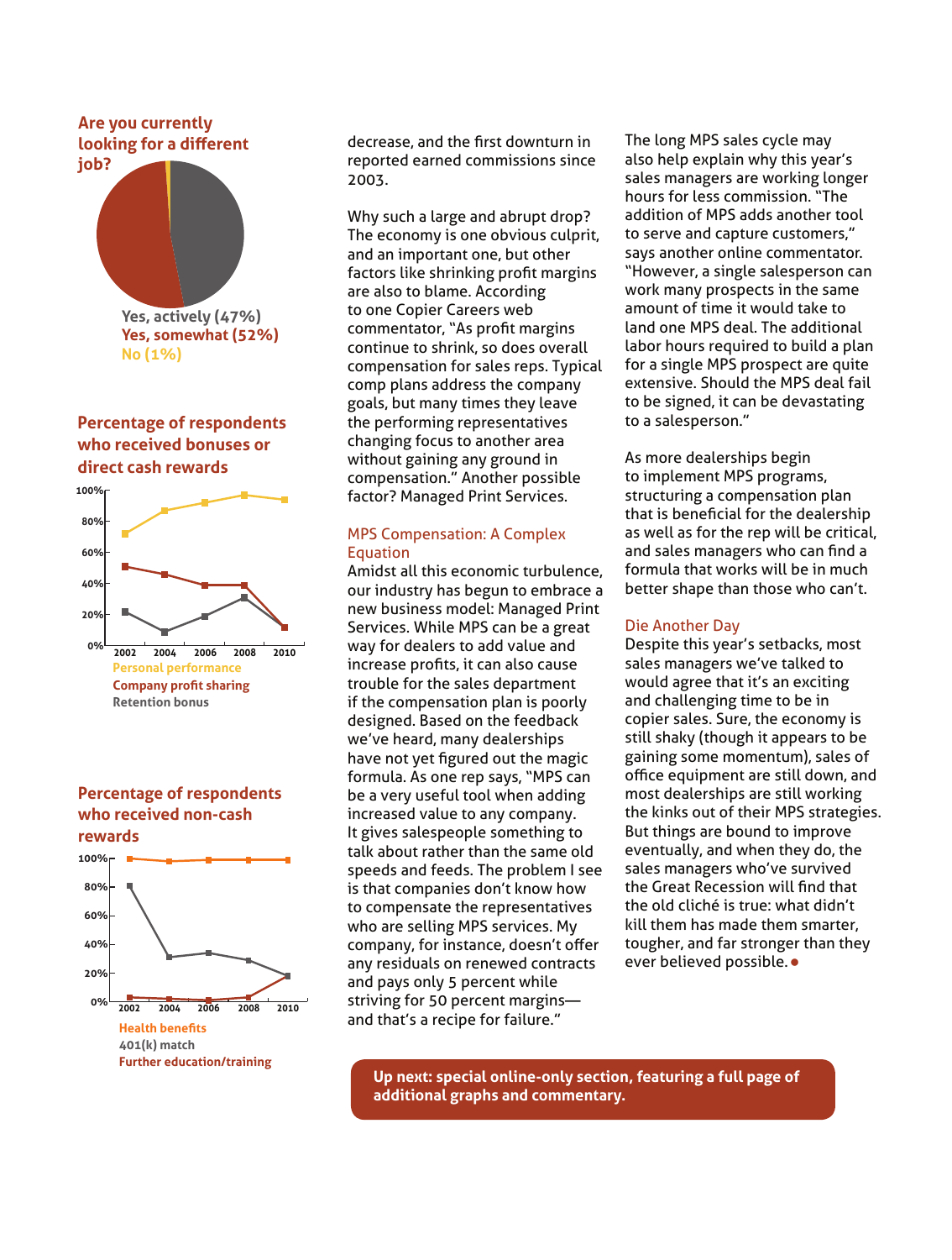**Are you currently looking for a different job?**

Yes, actively (47%)
Yes, somewhat (52%)
No (1%)

**Percentage of respondents who received bonuses or direct cash rewards**

Personal performance
Company profit sharing
Retention bonus

**Percentage of respondents who received non-cash rewards**

Health benefits
401(k) match
Further education/training

decrease, and the first downturn in reported earned commissions since 2003.

Why such a large and abrupt drop? The economy is one obvious culprit, and an important one, but other factors like shrinking profit margins are also to blame. According to one Copier Careers web commentator, "As profit margins continue to shrink, so does overall compensation for sales reps. Typical comp plans address the company goals, but many times they leave the performing representatives changing focus to another area without gaining any ground in compensation." Another possible factor? Managed Print Services.

## MPS Compensation: A Complex Equation

Amidst all this economic turbulence, our industry has begun to embrace a new business model: Managed Print Services. While MPS can be a great way for dealers to add value and increase profits, it can also cause trouble for the sales department if the compensation plan is poorly designed. Based on the feedback we've heard, many dealerships have not yet figured out the magic formula. As one rep says, "MPS can be a very useful tool when adding increased value to any company. It gives salespeople something to talk about rather than the same old speeds and feeds. The problem I see is that companies don't know how to compensate the representatives who are selling MPS services. My company, for instance, doesn't offer any residuals on renewed contracts and pays only 5 percent while striving for 50 percent margins—and that's a recipe for failure."

The long MPS sales cycle may also help explain why this year's sales managers are working longer hours for less commission. "The addition of MPS adds another tool to serve and capture customers," says another online commentator. "However, a single salesperson can work many prospects in the same amount of time it would take to land one MPS deal. The additional labor hours required to build a plan for a single MPS prospect are quite extensive. Should the MPS deal fail to be signed, it can be devastating to a salesperson."

As more dealerships begin to implement MPS programs, structuring a compensation plan that is beneficial for the dealership as well as for the rep will be critical, and sales managers who can find a formula that works will be in much better shape than those who can't.

## Die Another Day

Despite this year's setbacks, most sales managers we've talked to would agree that it's an exciting and challenging time to be in copier sales. Sure, the economy is still shaky (though it appears to be gaining some momentum), sales of office equipment are still down, and most dealerships are still working the kinks out of their MPS strategies. But things are bound to improve eventually, and when they do, the sales managers who've survived the Great Recession will find that the old cliché is true: what didn't kill them has made them smarter, tougher, and far stronger than they ever believed possible. ●

**Up next: special online-only section, featuring a full page of additional graphs and commentary.**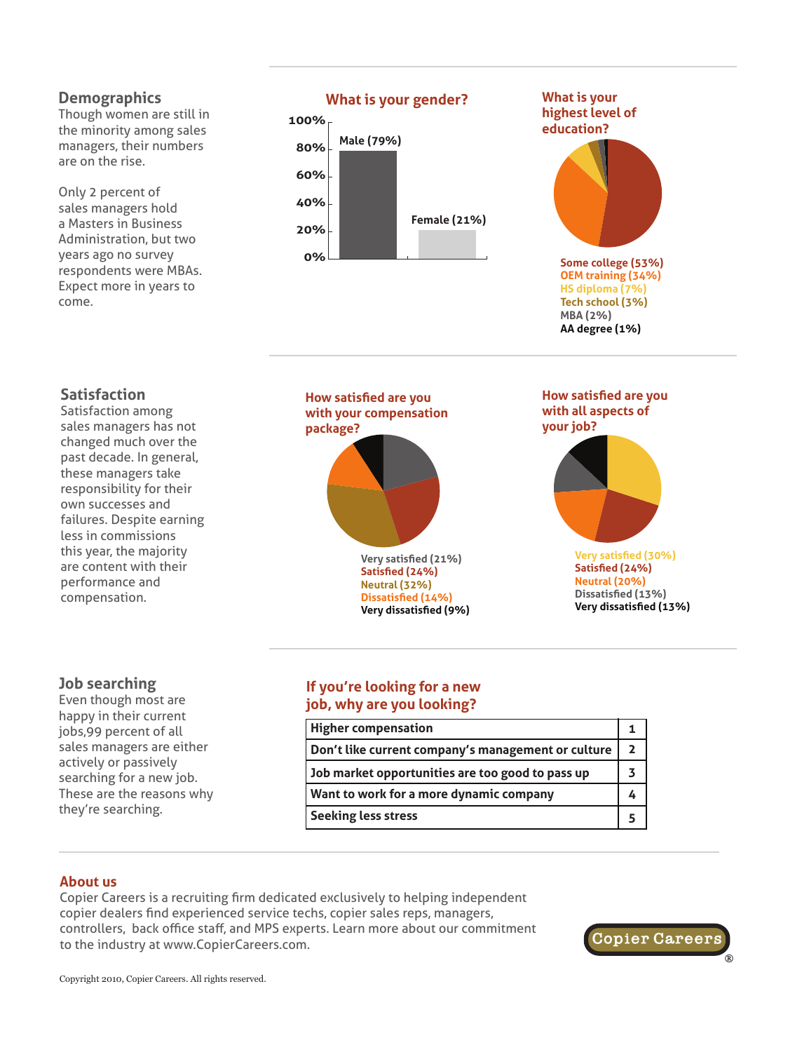## Demographics

Though women are still in the minority among sales managers, their numbers are on the rise.

Only 2 percent of sales managers hold a Masters in Business Administration, but two years ago no survey respondents were MBAs. Expect more in years to come.

### What is your gender?

100%
80%
60%
40%
20%
0%

Male (79%)

Female (21%)

### What is your highest level of education?

Some college (53%)
OEM training (34%)
HS diploma (7%)
Tech school (3%)
MBA (2%)
AA degree (1%)

## Satisfaction

Satisfaction among sales managers has not changed much over the past decade. In general, these managers take responsibility for their own successes and failures. Despite earning less in commissions this year, the majority are content with their performance and compensation.

### How satisfied are you with your compensation package?

Very satisfied (21%)
Satisfied (24%)
Neutral (32%)
Dissatisfied (14%)
Very dissatisfied (9%)

### How satisfied are you with all aspects of your job?

Very satisfied (30%)
Satisfied (24%)
Neutral (20%)
Dissatisfied (13%)
Very dissatisfied (13%)

## Job searching

Even though most are happy in their current jobs,99 percent of all sales managers are either actively or passively searching for a new job. These are the reasons why they're searching.

### If you're looking for a new job, why are you looking?

| | |
|---|---|
| Higher compensation | 1 |
| Don't like current company's management or culture | 2 |
| Job market opportunities are too good to pass up | 3 |
| Want to work for a more dynamic company | 4 |
| Seeking less stress | 5 |

## About us

Copier Careers is a recruiting firm dedicated exclusively to helping independent copier dealers find experienced service techs, copier sales reps, managers, controllers, back office staff, and MPS experts. Learn more about our commitment to the industry at www.CopierCareers.com.

Copier Careers®

Copyright 2010, Copier Careers. All rights reserved.